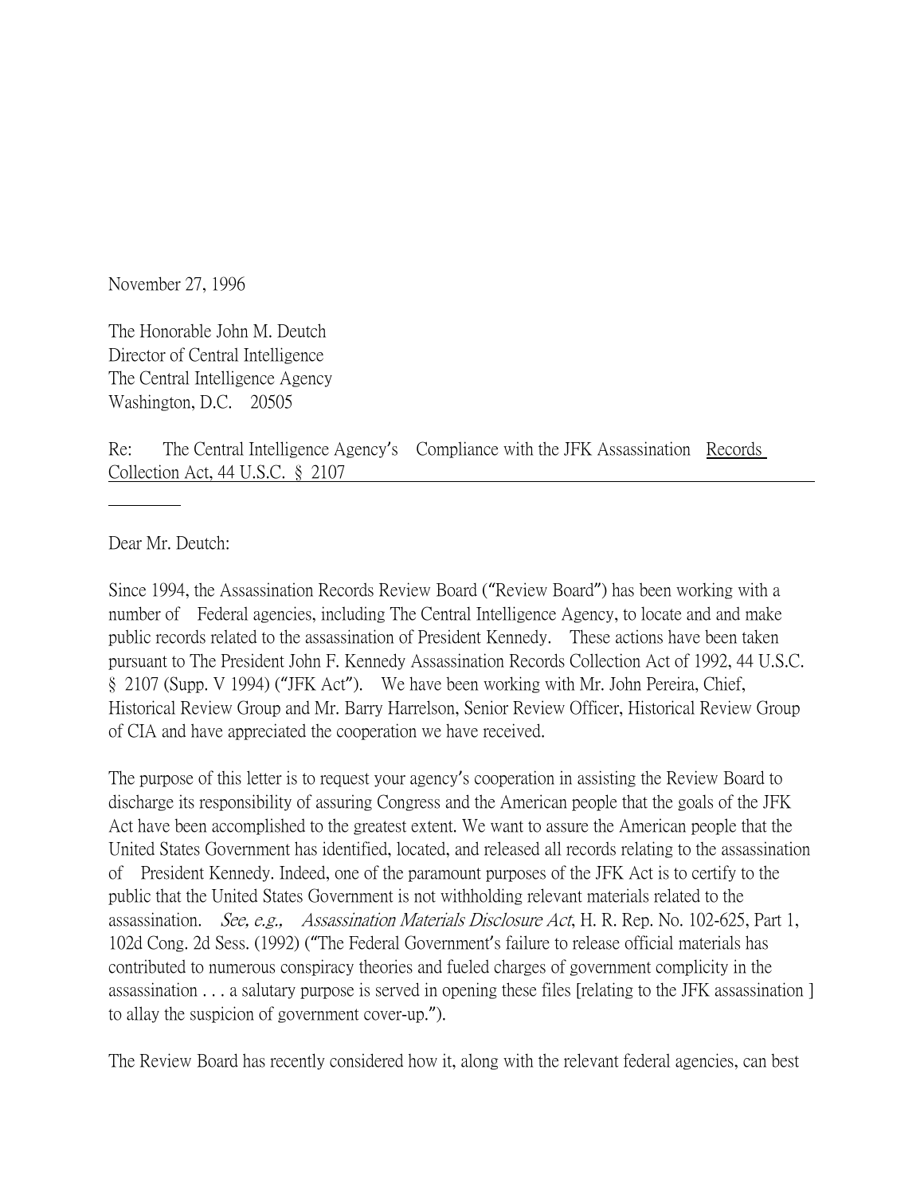November 27, 1996

The Honorable John M. Deutch
Director of Central Intelligence
The Central Intelligence Agency
Washington, D.C. 20505

Re: The Central Intelligence Agency's Compliance with the JFK Assassination Records Collection Act, 44 U.S.C. § 2107

Dear Mr. Deutch:

Since 1994, the Assassination Records Review Board ("Review Board") has been working with a number of Federal agencies, including The Central Intelligence Agency, to locate and and make public records related to the assassination of President Kennedy. These actions have been taken pursuant to The President John F. Kennedy Assassination Records Collection Act of 1992, 44 U.S.C. § 2107 (Supp. V 1994) ("JFK Act"). We have been working with Mr. John Pereira, Chief, Historical Review Group and Mr. Barry Harrelson, Senior Review Officer, Historical Review Group of CIA and have appreciated the cooperation we have received.

The purpose of this letter is to request your agency's cooperation in assisting the Review Board to discharge its responsibility of assuring Congress and the American people that the goals of the JFK Act have been accomplished to the greatest extent. We want to assure the American people that the United States Government has identified, located, and released all records relating to the assassination of President Kennedy. Indeed, one of the paramount purposes of the JFK Act is to certify to the public that the United States Government is not withholding relevant materials related to the assassination. *See, e.g., Assassination Materials Disclosure Act*, H. R. Rep. No. 102-625, Part 1, 102d Cong. 2d Sess. (1992) ("The Federal Government's failure to release official materials has contributed to numerous conspiracy theories and fueled charges of government complicity in the assassination . . . a salutary purpose is served in opening these files [relating to the JFK assassination ] to allay the suspicion of government cover-up.").

The Review Board has recently considered how it, along with the relevant federal agencies, can best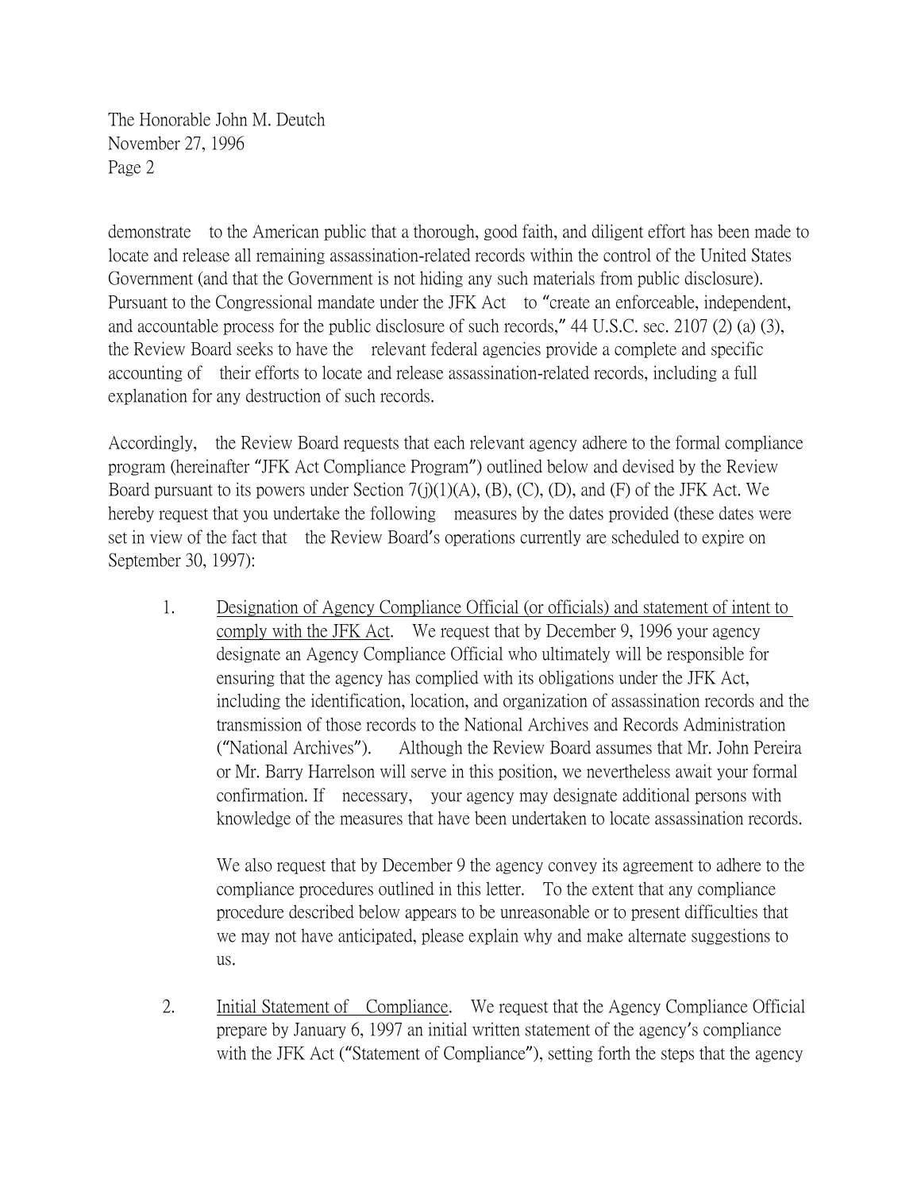demonstrate to the American public that a thorough, good faith, and diligent effort has been made to locate and release all remaining assassination-related records within the control of the United States Government (and that the Government is not hiding any such materials from public disclosure). Pursuant to the Congressional mandate under the JFK Act to "create an enforceable, independent, and accountable process for the public disclosure of such records," 44 U.S.C. sec. 2107 (2) (a) (3), the Review Board seeks to have the relevant federal agencies provide a complete and specific accounting of their efforts to locate and release assassination-related records, including a full explanation for any destruction of such records.

Accordingly, the Review Board requests that each relevant agency adhere to the formal compliance program (hereinafter "JFK Act Compliance Program") outlined below and devised by the Review Board pursuant to its powers under Section 7(j)(1)(A), (B), (C), (D), and (F) of the JFK Act. We hereby request that you undertake the following measures by the dates provided (these dates were set in view of the fact that the Review Board's operations currently are scheduled to expire on September 30, 1997):

1. <u>Designation of Agency Compliance Official (or officials) and statement of intent to comply with the JFK Act</u>. We request that by December 9, 1996 your agency designate an Agency Compliance Official who ultimately will be responsible for ensuring that the agency has complied with its obligations under the JFK Act, including the identification, location, and organization of assassination records and the transmission of those records to the National Archives and Records Administration ("National Archives"). Although the Review Board assumes that Mr. John Pereira or Mr. Barry Harrelson will serve in this position, we nevertheless await your formal confirmation. If necessary, your agency may designate additional persons with knowledge of the measures that have been undertaken to locate assassination records.

   We also request that by December 9 the agency convey its agreement to adhere to the compliance procedures outlined in this letter. To the extent that any compliance procedure described below appears to be unreasonable or to present difficulties that we may not have anticipated, please explain why and make alternate suggestions to us.

2. <u>Initial Statement of Compliance</u>. We request that the Agency Compliance Official prepare by January 6, 1997 an initial written statement of the agency's compliance with the JFK Act ("Statement of Compliance"), setting forth the steps that the agency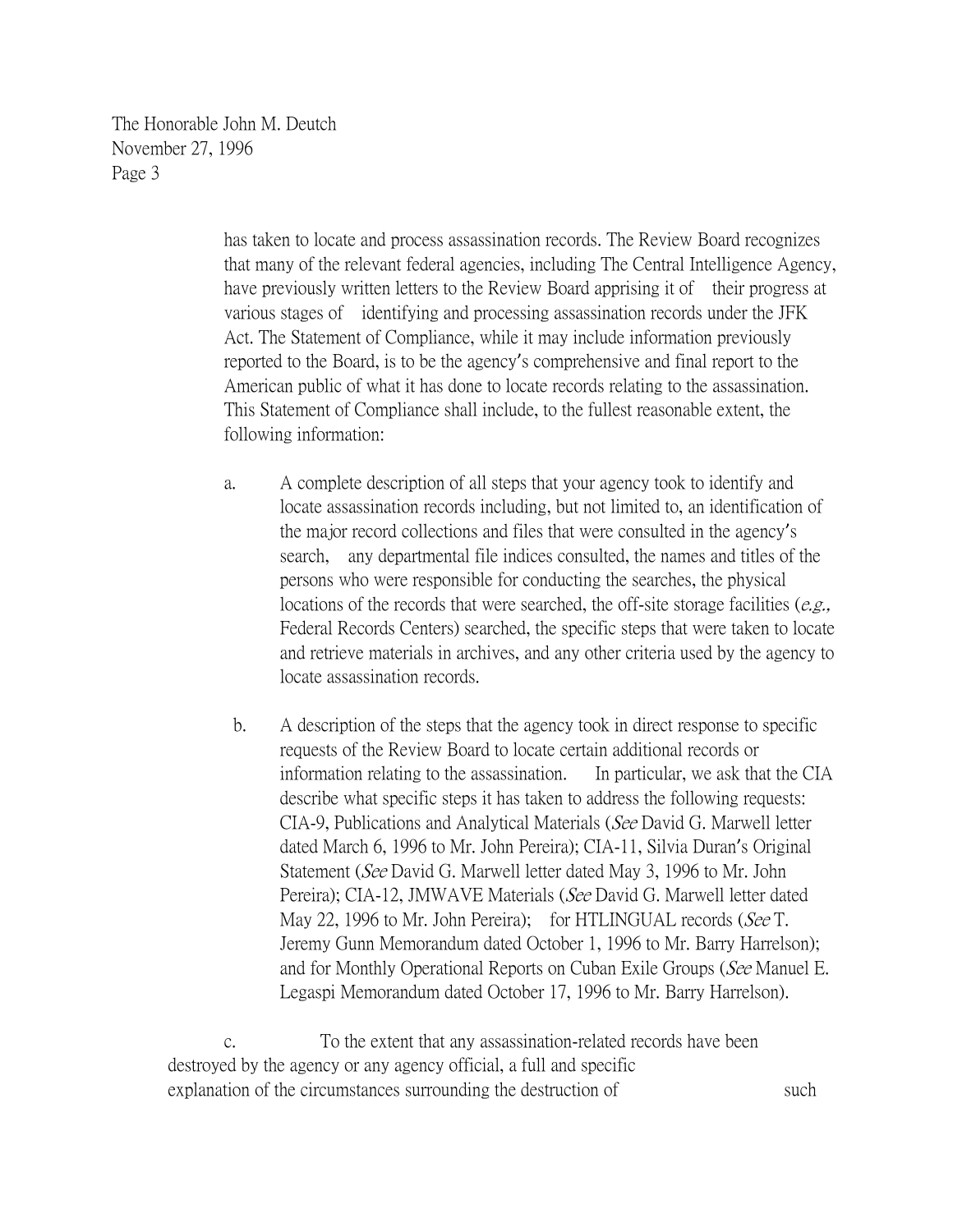has taken to locate and process assassination records. The Review Board recognizes that many of the relevant federal agencies, including The Central Intelligence Agency, have previously written letters to the Review Board apprising it of their progress at various stages of identifying and processing assassination records under the JFK Act. The Statement of Compliance, while it may include information previously reported to the Board, is to be the agency's comprehensive and final report to the American public of what it has done to locate records relating to the assassination. This Statement of Compliance shall include, to the fullest reasonable extent, the following information:

a. A complete description of all steps that your agency took to identify and locate assassination records including, but not limited to, an identification of the major record collections and files that were consulted in the agency's search, any departmental file indices consulted, the names and titles of the persons who were responsible for conducting the searches, the physical locations of the records that were searched, the off-site storage facilities (*e.g.,* Federal Records Centers) searched, the specific steps that were taken to locate and retrieve materials in archives, and any other criteria used by the agency to locate assassination records.

b. A description of the steps that the agency took in direct response to specific requests of the Review Board to locate certain additional records or information relating to the assassination. In particular, we ask that the CIA describe what specific steps it has taken to address the following requests: CIA-9, Publications and Analytical Materials (*See* David G. Marwell letter dated March 6, 1996 to Mr. John Pereira); CIA-11, Silvia Duran's Original Statement (*See* David G. Marwell letter dated May 3, 1996 to Mr. John Pereira); CIA-12, JMWAVE Materials (*See* David G. Marwell letter dated May 22, 1996 to Mr. John Pereira); for HTLINGUAL records (*See* T. Jeremy Gunn Memorandum dated October 1, 1996 to Mr. Barry Harrelson); and for Monthly Operational Reports on Cuban Exile Groups (*See* Manuel E. Legaspi Memorandum dated October 17, 1996 to Mr. Barry Harrelson).

c. To the extent that any assassination-related records have been destroyed by the agency or any agency official, a full and specific explanation of the circumstances surrounding the destruction of such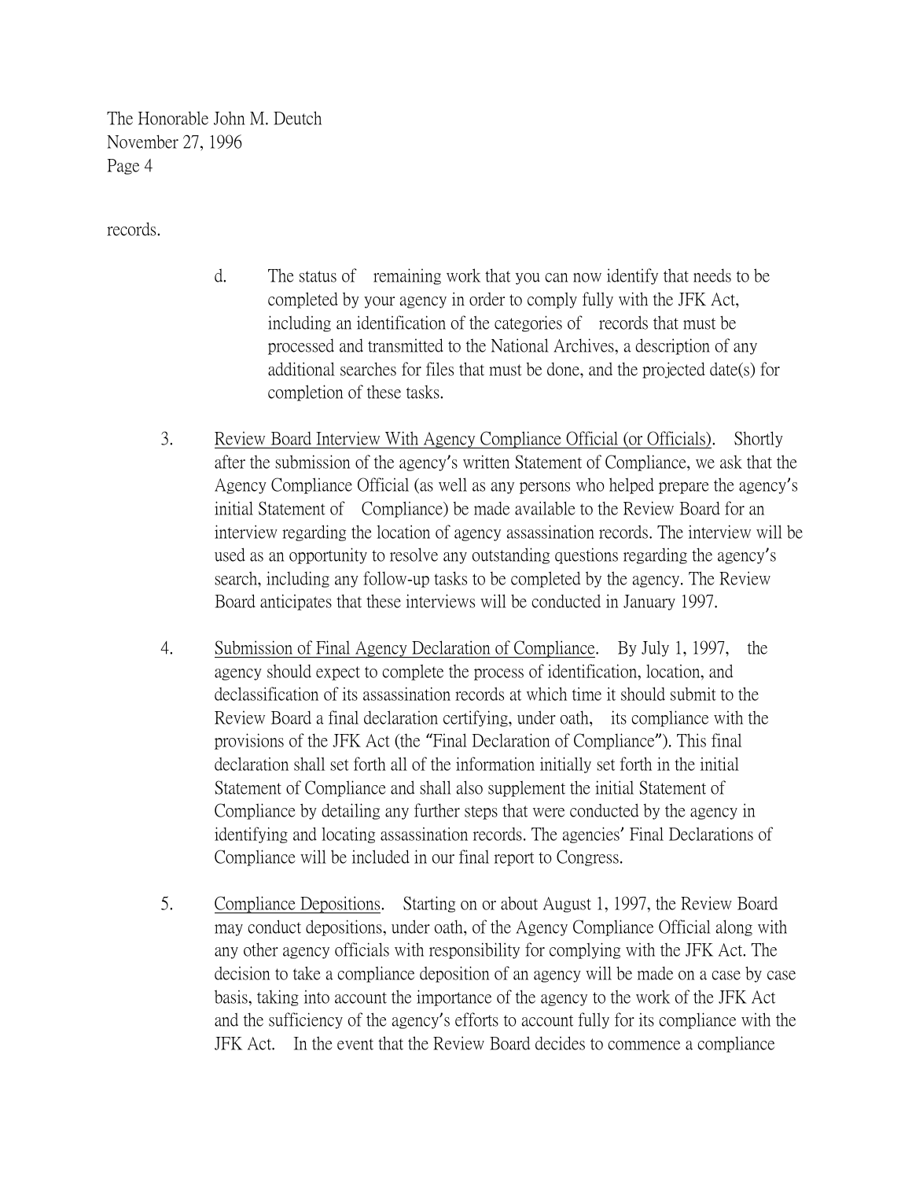records.

d. The status of remaining work that you can now identify that needs to be completed by your agency in order to comply fully with the JFK Act, including an identification of the categories of records that must be processed and transmitted to the National Archives, a description of any additional searches for files that must be done, and the projected date(s) for completion of these tasks.

3. <u>Review Board Interview With Agency Compliance Official (or Officials)</u>. Shortly after the submission of the agency's written Statement of Compliance, we ask that the Agency Compliance Official (as well as any persons who helped prepare the agency's initial Statement of Compliance) be made available to the Review Board for an interview regarding the location of agency assassination records. The interview will be used as an opportunity to resolve any outstanding questions regarding the agency's search, including any follow-up tasks to be completed by the agency. The Review Board anticipates that these interviews will be conducted in January 1997.

4. <u>Submission of Final Agency Declaration of Compliance</u>. By July 1, 1997, the agency should expect to complete the process of identification, location, and declassification of its assassination records at which time it should submit to the Review Board a final declaration certifying, under oath, its compliance with the provisions of the JFK Act (the "Final Declaration of Compliance"). This final declaration shall set forth all of the information initially set forth in the initial Statement of Compliance and shall also supplement the initial Statement of Compliance by detailing any further steps that were conducted by the agency in identifying and locating assassination records. The agencies' Final Declarations of Compliance will be included in our final report to Congress.

5. <u>Compliance Depositions</u>. Starting on or about August 1, 1997, the Review Board may conduct depositions, under oath, of the Agency Compliance Official along with any other agency officials with responsibility for complying with the JFK Act. The decision to take a compliance deposition of an agency will be made on a case by case basis, taking into account the importance of the agency to the work of the JFK Act and the sufficiency of the agency's efforts to account fully for its compliance with the JFK Act. In the event that the Review Board decides to commence a compliance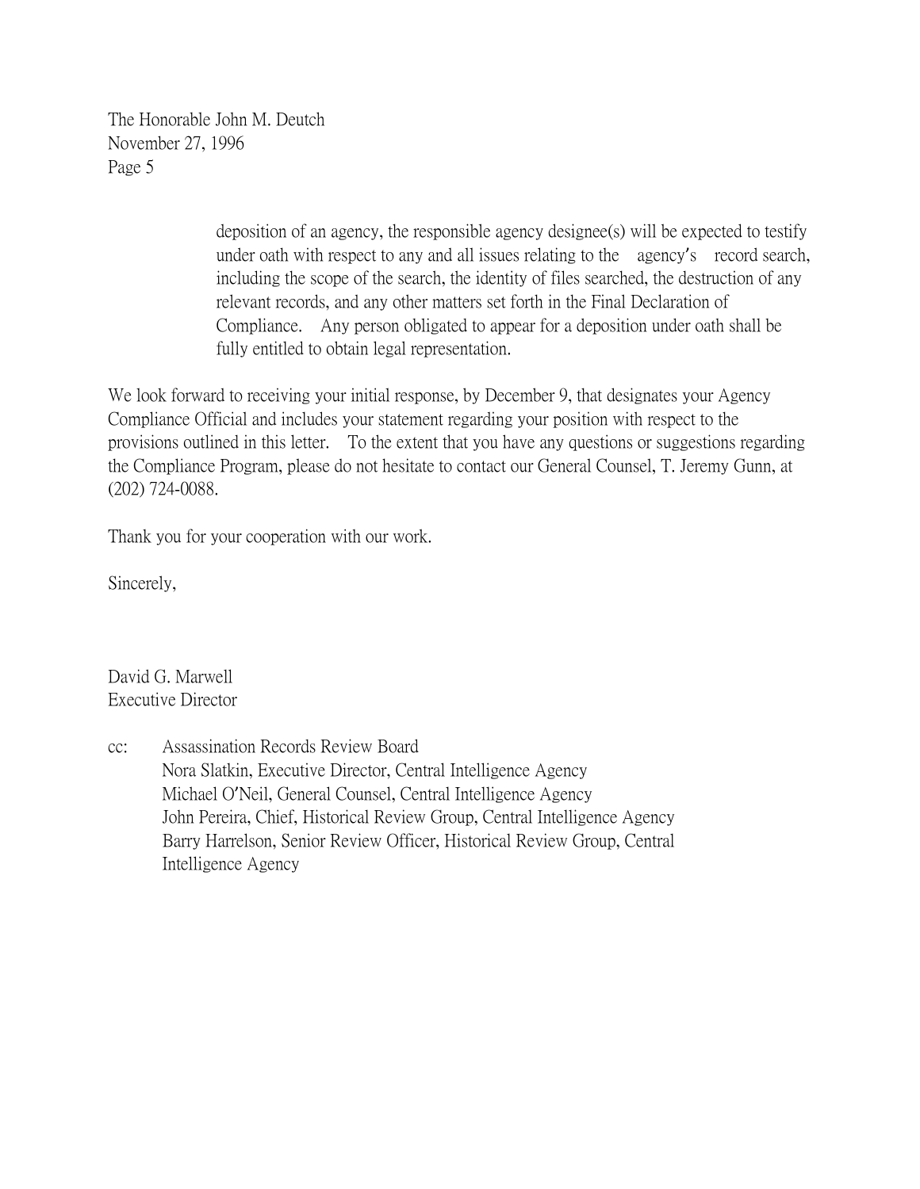deposition of an agency, the responsible agency designee(s) will be expected to testify under oath with respect to any and all issues relating to the agency's record search, including the scope of the search, the identity of files searched, the destruction of any relevant records, and any other matters set forth in the Final Declaration of Compliance. Any person obligated to appear for a deposition under oath shall be fully entitled to obtain legal representation.

We look forward to receiving your initial response, by December 9, that designates your Agency Compliance Official and includes your statement regarding your position with respect to the provisions outlined in this letter. To the extent that you have any questions or suggestions regarding the Compliance Program, please do not hesitate to contact our General Counsel, T. Jeremy Gunn, at (202) 724-0088.

Thank you for your cooperation with our work.

Sincerely,

David G. Marwell
Executive Director

cc: Assassination Records Review Board
Nora Slatkin, Executive Director, Central Intelligence Agency
Michael O'Neil, General Counsel, Central Intelligence Agency
John Pereira, Chief, Historical Review Group, Central Intelligence Agency
Barry Harrelson, Senior Review Officer, Historical Review Group, Central Intelligence Agency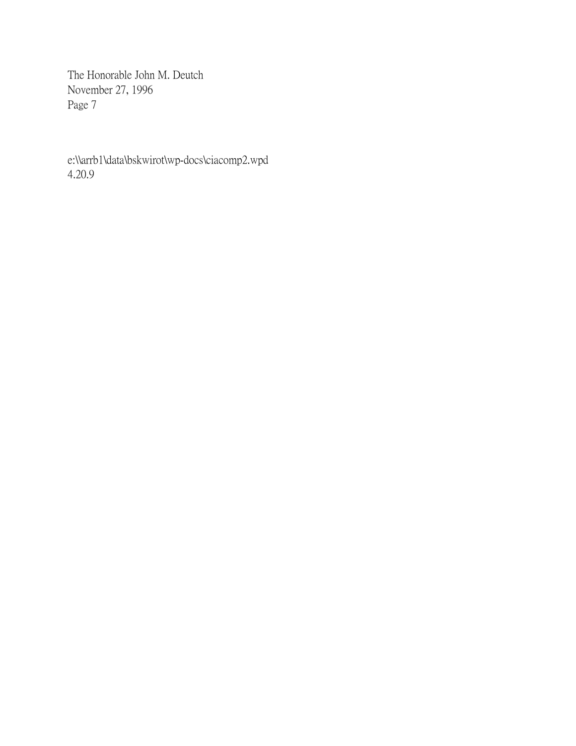e:\\arrb1\data\bskwirot\wp-docs\ciacomp2.wpd
4.20.9